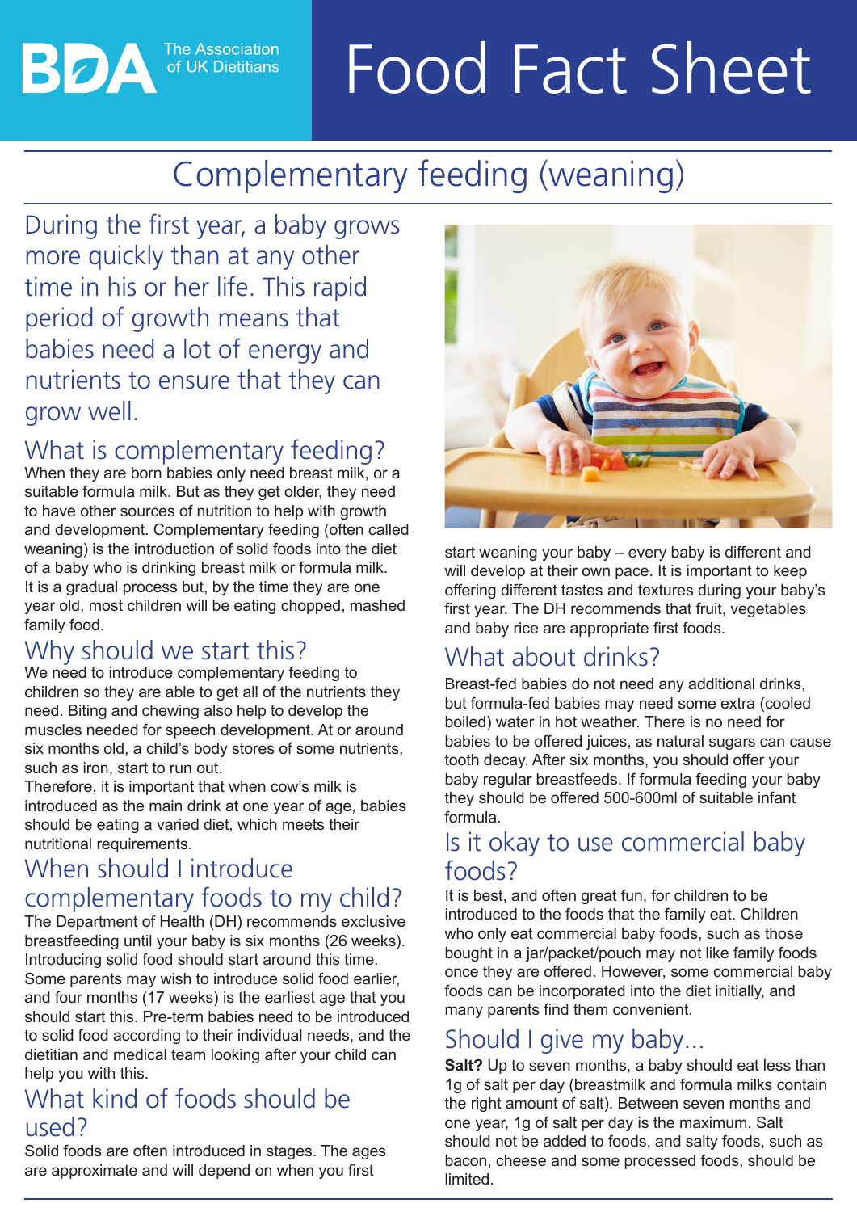BDA The Association of UK Dietitians

# Food Fact Sheet

## Complementary feeding (weaning)

During the first year, a baby grows more quickly than at any other time in his or her life. This rapid period of growth means that babies need a lot of energy and nutrients to ensure that they can grow well.

## What is complementary feeding?

When they are born babies only need breast milk, or a suitable formula milk. But as they get older, they need to have other sources of nutrition to help with growth and development. Complementary feeding (often called weaning) is the introduction of solid foods into the diet of a baby who is drinking breast milk or formula milk. It is a gradual process but, by the time they are one year old, most children will be eating chopped, mashed family food.

## Why should we start this?

We need to introduce complementary feeding to children so they are able to get all of the nutrients they need. Biting and chewing also help to develop the muscles needed for speech development. At or around six months old, a child's body stores of some nutrients, such as iron, start to run out.

Therefore, it is important that when cow's milk is introduced as the main drink at one year of age, babies should be eating a varied diet, which meets their nutritional requirements.

## When should I introduce complementary foods to my child?

The Department of Health (DH) recommends exclusive breastfeeding until your baby is six months (26 weeks). Introducing solid food should start around this time. Some parents may wish to introduce solid food earlier, and four months (17 weeks) is the earliest age that you should start this. Pre-term babies need to be introduced to solid food according to their individual needs, and the dietitian and medical team looking after your child can help you with this.

## What kind of foods should be used?

Solid foods are often introduced in stages. The ages are approximate and will depend on when you first start weaning your baby – every baby is different and will develop at their own pace. It is important to keep offering different tastes and textures during your baby's first year. The DH recommends that fruit, vegetables and baby rice are appropriate first foods.

## What about drinks?

Breast-fed babies do not need any additional drinks, but formula-fed babies may need some extra (cooled boiled) water in hot weather. There is no need for babies to be offered juices, as natural sugars can cause tooth decay. After six months, you should offer your baby regular breastfeeds. If formula feeding your baby they should be offered 500-600ml of suitable infant formula.

## Is it okay to use commercial baby foods?

It is best, and often great fun, for children to be introduced to the foods that the family eat. Children who only eat commercial baby foods, such as those bought in a jar/packet/pouch may not like family foods once they are offered. However, some commercial baby foods can be incorporated into the diet initially, and many parents find them convenient.

## Should I give my baby...

**Salt?** Up to seven months, a baby should eat less than 1g of salt per day (breastmilk and formula milks contain the right amount of salt). Between seven months and one year, 1g of salt per day is the maximum. Salt should not be added to foods, and salty foods, such as bacon, cheese and some processed foods, should be limited.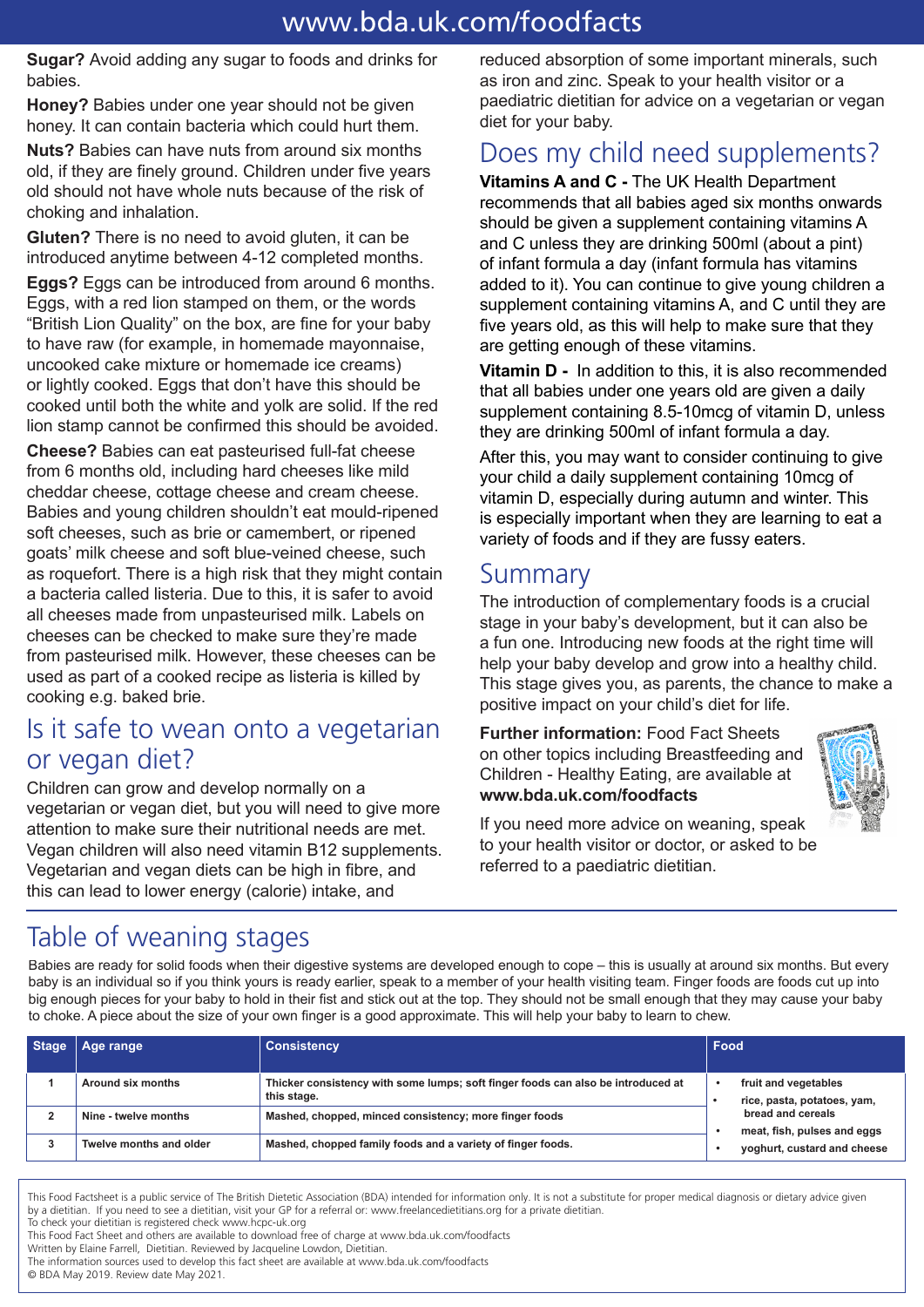**Sugar?** Avoid adding any sugar to foods and drinks for babies.

**Honey?** Babies under one year should not be given honey. It can contain bacteria which could hurt them.

**Nuts?** Babies can have nuts from around six months old, if they are finely ground. Children under five years old should not have whole nuts because of the risk of choking and inhalation.

**Gluten?** There is no need to avoid gluten, it can be introduced anytime between 4-12 completed months.

**Eggs?** Eggs can be introduced from around 6 months. Eggs, with a red lion stamped on them, or the words "British Lion Quality" on the box, are fine for your baby to have raw (for example, in homemade mayonnaise, uncooked cake mixture or homemade ice creams) or lightly cooked. Eggs that don't have this should be cooked until both the white and yolk are solid. If the red lion stamp cannot be confirmed this should be avoided.

**Cheese?** Babies can eat pasteurised full-fat cheese from 6 months old, including hard cheeses like mild cheddar cheese, cottage cheese and cream cheese. Babies and young children shouldn't eat mould-ripened soft cheeses, such as brie or camembert, or ripened goats' milk cheese and soft blue-veined cheese, such as roquefort. There is a high risk that they might contain a bacteria called listeria. Due to this, it is safer to avoid all cheeses made from unpasteurised milk. Labels on cheeses can be checked to make sure they're made from pasteurised milk. However, these cheeses can be used as part of a cooked recipe as listeria is killed by cooking e.g. baked brie.

## Is it safe to wean onto a vegetarian or vegan diet?

Children can grow and develop normally on a vegetarian or vegan diet, but you will need to give more attention to make sure their nutritional needs are met. Vegan children will also need vitamin B12 supplements. Vegetarian and vegan diets can be high in fibre, and this can lead to lower energy (calorie) intake, and reduced absorption of some important minerals, such as iron and zinc. Speak to your health visitor or a paediatric dietitian for advice on a vegetarian or vegan diet for your baby.

## Does my child need supplements?

**Vitamins A and C -** The UK Health Department recommends that all babies aged six months onwards should be given a supplement containing vitamins A and C unless they are drinking 500ml (about a pint) of infant formula a day (infant formula has vitamins added to it). You can continue to give young children a supplement containing vitamins A, and C until they are five years old, as this will help to make sure that they are getting enough of these vitamins.

**Vitamin D -** In addition to this, it is also recommended that all babies under one years old are given a daily supplement containing 8.5-10mcg of vitamin D, unless they are drinking 500ml of infant formula a day.

After this, you may want to consider continuing to give your child a daily supplement containing 10mcg of vitamin D, especially during autumn and winter. This is especially important when they are learning to eat a variety of foods and if they are fussy eaters.

## Summary

The introduction of complementary foods is a crucial stage in your baby's development, but it can also be a fun one. Introducing new foods at the right time will help your baby develop and grow into a healthy child. This stage gives you, as parents, the chance to make a positive impact on your child's diet for life.

**Further information:** Food Fact Sheets on other topics including Breastfeeding and Children - Healthy Eating, are available at **www.bda.uk.com/foodfacts**

If you need more advice on weaning, speak to your health visitor or doctor, or asked to be referred to a paediatric dietitian.

## Table of weaning stages

Babies are ready for solid foods when their digestive systems are developed enough to cope – this is usually at around six months. But every baby is an individual so if you think yours is ready earlier, speak to a member of your health visiting team. Finger foods are foods cut up into big enough pieces for your baby to hold in their fist and stick out at the top. They should not be small enough that they may cause your baby to choke. A piece about the size of your own finger is a good approximate. This will help your baby to learn to chew.

| Stage | Age range | Consistency | Food |
|---|---|---|---|
| 1 | Around six months | Thicker consistency with some lumps; soft finger foods can also be introduced at this stage. | • fruit and vegetables<br>• rice, pasta, potatoes, yam, bread and cereals<br>• meat, fish, pulses and eggs<br>• yoghurt, custard and cheese |
| 2 | Nine - twelve months | Mashed, chopped, minced consistency; more finger foods | |
| 3 | Twelve months and older | Mashed, chopped family foods and a variety of finger foods. | |

This Food Factsheet is a public service of The British Dietetic Association (BDA) intended for information only. It is not a substitute for proper medical diagnosis or dietary advice given by a dietitian. If you need to see a dietitian, visit your GP for a referral or: www.freelancedietitians.org for a private dietitian.
To check your dietitian is registered check www.hcpc-uk.org
This Food Fact Sheet and others are available to download free of charge at www.bda.uk.com/foodfacts
Written by Elaine Farrell, Dietitian. Reviewed by Jacqueline Lowdon, Dietitian.
The information sources used to develop this fact sheet are available at www.bda.uk.com/foodfacts
© BDA May 2019. Review date May 2021.